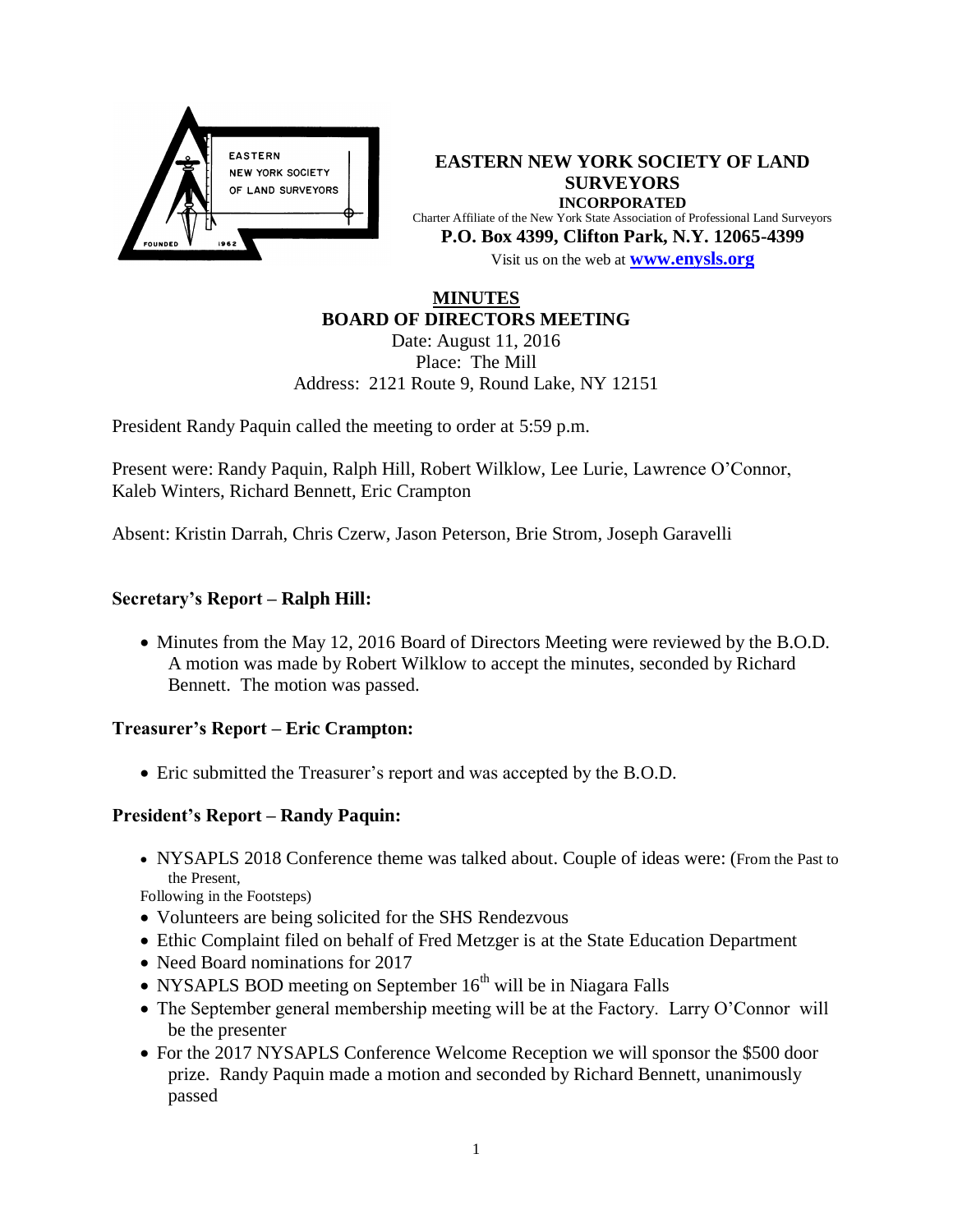# EASTERN NEW YORK SOCIETY OF LAND SURVEYORS

**INCORPORATED**

Charter Affiliate of the New York State Association of Professional Land Surveyors

**P.O. Box 4399, Clifton Park, N.Y. 12065-4399**

Visit us on the web at **www.enysls.org**

## MINUTES
## BOARD OF DIRECTORS MEETING

Date: August 11, 2016
Place: The Mill
Address: 2121 Route 9, Round Lake, NY 12151

President Randy Paquin called the meeting to order at 5:59 p.m.

Present were: Randy Paquin, Ralph Hill, Robert Wilklow, Lee Lurie, Lawrence O'Connor, Kaleb Winters, Richard Bennett, Eric Crampton

Absent: Kristin Darrah, Chris Czerw, Jason Peterson, Brie Strom, Joseph Garavelli

### Secretary's Report – Ralph Hill:

- Minutes from the May 12, 2016 Board of Directors Meeting were reviewed by the B.O.D. A motion was made by Robert Wilklow to accept the minutes, seconded by Richard Bennett. The motion was passed.

### Treasurer's Report – Eric Crampton:

- Eric submitted the Treasurer's report and was accepted by the B.O.D.

### President's Report – Randy Paquin:

- NYSAPLS 2018 Conference theme was talked about. Couple of ideas were: (From the Past to the Present,
Following in the Footsteps)
- Volunteers are being solicited for the SHS Rendezvous
- Ethic Complaint filed on behalf of Fred Metzger is at the State Education Department
- Need Board nominations for 2017
- NYSAPLS BOD meeting on September 16th will be in Niagara Falls
- The September general membership meeting will be at the Factory. Larry O'Connor will be the presenter
- For the 2017 NYSAPLS Conference Welcome Reception we will sponsor the $500 door prize. Randy Paquin made a motion and seconded by Richard Bennett, unanimously passed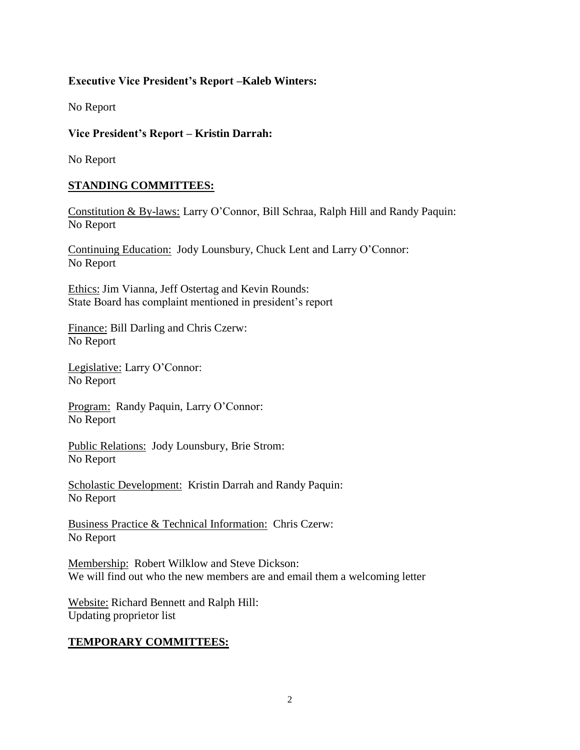**Executive Vice President's Report –Kaleb Winters:**

No Report

**Vice President's Report – Kristin Darrah:**

No Report

## STANDING COMMITTEES:

Constitution & By-laws: Larry O'Connor, Bill Schraa, Ralph Hill and Randy Paquin:
No Report

Continuing Education: Jody Lounsbury, Chuck Lent and Larry O'Connor:
No Report

Ethics: Jim Vianna, Jeff Ostertag and Kevin Rounds:
State Board has complaint mentioned in president's report

Finance: Bill Darling and Chris Czerw:
No Report

Legislative: Larry O'Connor:
No Report

Program: Randy Paquin, Larry O'Connor:
No Report

Public Relations: Jody Lounsbury, Brie Strom:
No Report

Scholastic Development: Kristin Darrah and Randy Paquin:
No Report

Business Practice & Technical Information: Chris Czerw:
No Report

Membership: Robert Wilklow and Steve Dickson:
We will find out who the new members are and email them a welcoming letter

Website: Richard Bennett and Ralph Hill:
Updating proprietor list

## TEMPORARY COMMITTEES: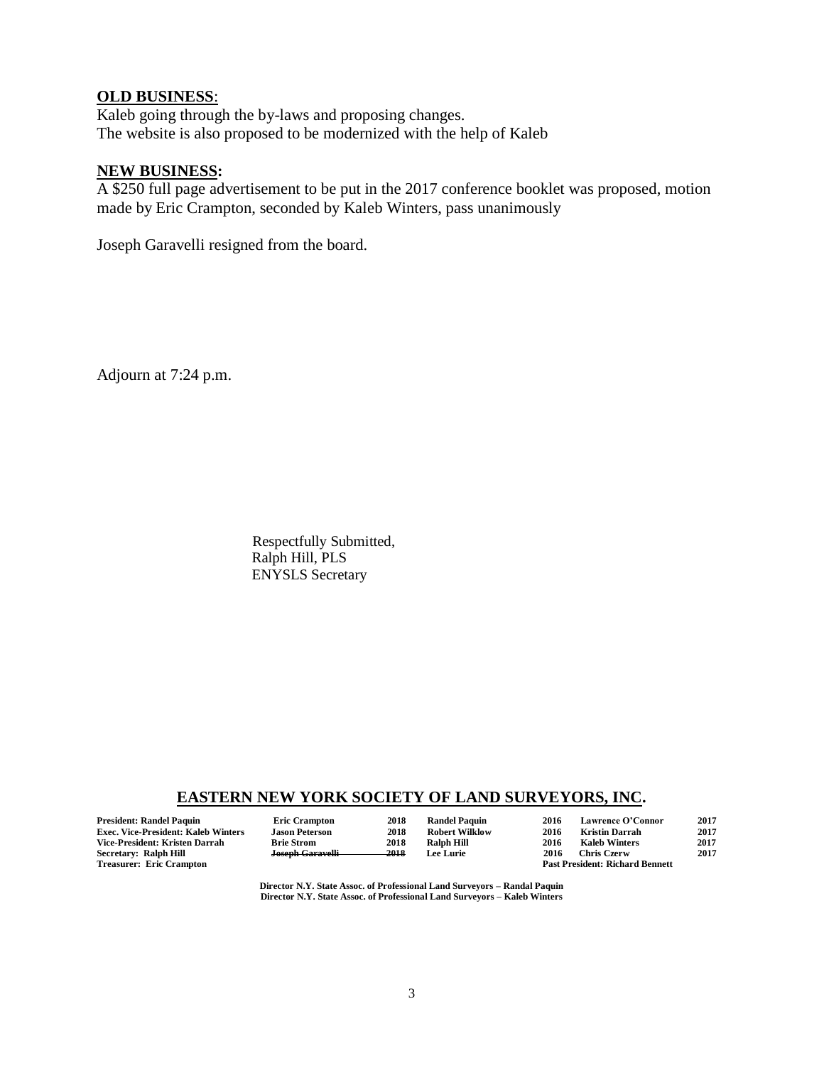**OLD BUSINESS**:

Kaleb going through the by-laws and proposing changes.
The website is also proposed to be modernized with the help of Kaleb

**NEW BUSINESS:**

A $250 full page advertisement to be put in the 2017 conference booklet was proposed, motion made by Eric Crampton, seconded by Kaleb Winters, pass unanimously

Joseph Garavelli resigned from the board.

Adjourn at 7:24 p.m.

Respectfully Submitted,
Ralph Hill, PLS
ENYSLS Secretary

## EASTERN NEW YORK SOCIETY OF LAND SURVEYORS, INC.

| | | | | | | | |
|---|---|---|---|---|---|---|---|
| **President: Randel Paquin** | **Eric Crampton** | **2018** | **Randel Paquin** | **2016** | **Lawrence O'Connor** | **2017** |
| **Exec. Vice-President: Kaleb Winters** | **Jason Peterson** | **2018** | **Robert Wilklow** | **2016** | **Kristin Darrah** | **2017** |
| **Vice-President: Kristen Darrah** | **Brie Strom** | **2018** | **Ralph Hill** | **2016** | **Kaleb Winters** | **2017** |
| **Secretary: Ralph Hill** | ~~**Joseph Garavelli**~~ | ~~**2018**~~ | **Lee Lurie** | **2016** | **Chris Czerw** | **2017** |
| **Treasurer: Eric Crampton** | | | | **Past President: Richard Bennett** | | |

**Director N.Y. State Assoc. of Professional Land Surveyors – Randal Paquin**
**Director N.Y. State Assoc. of Professional Land Surveyors – Kaleb Winters**